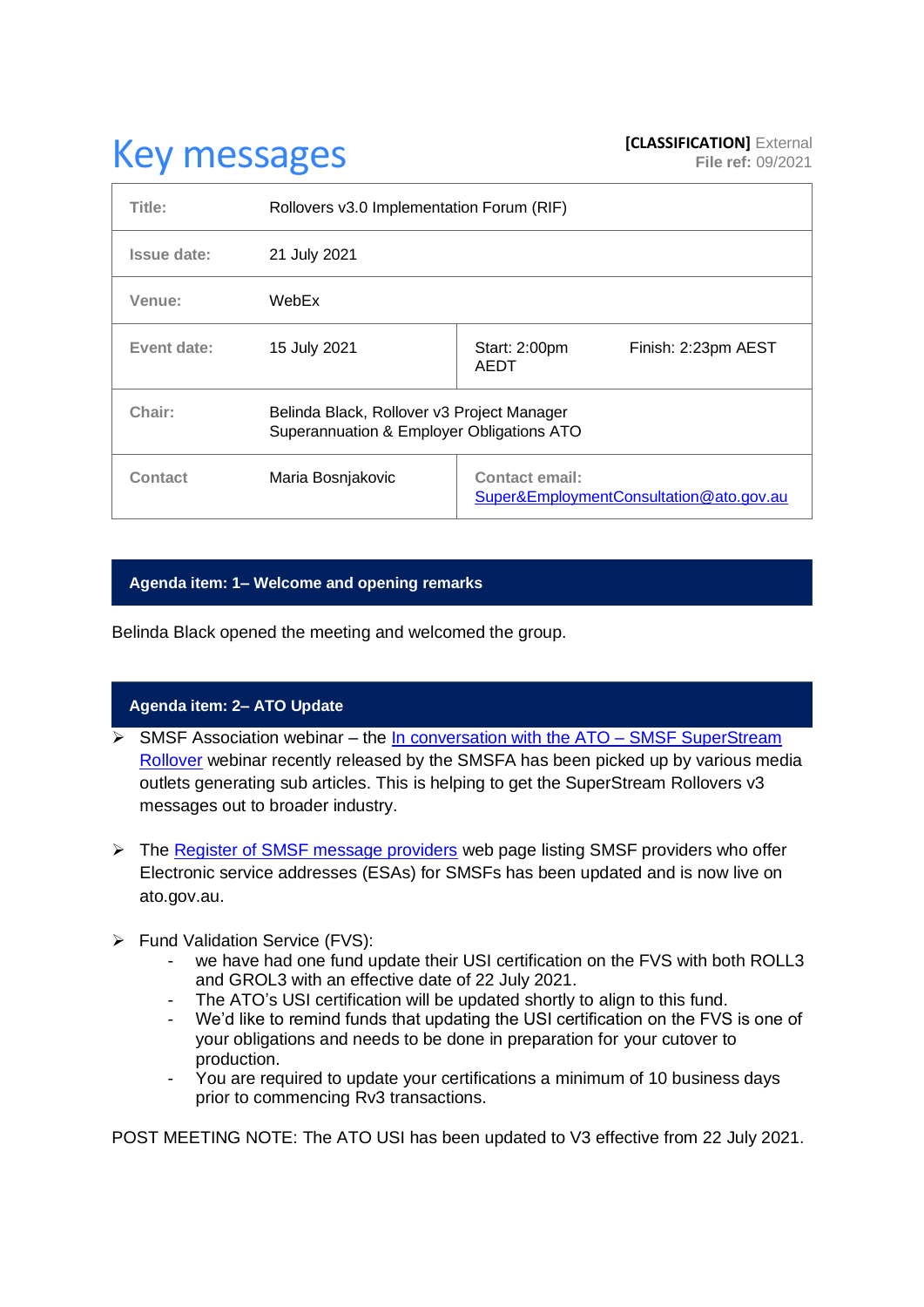# Key messages

**[CLASSIFICATION]** External
**File ref:** 09/2021

| | | | |
|---|---|---|---|
| **Title:** | Rollovers v3.0 Implementation Forum (RIF) | | |
| **Issue date:** | 21 July 2021 | | |
| **Venue:** | WebEx | | |
| **Event date:** | 15 July 2021 | Start: 2:00pm AEDT | Finish: 2:23pm AEST |
| **Chair:** | Belinda Black, Rollover v3 Project Manager Superannuation & Employer Obligations ATO | | |
| **Contact** | Maria Bosnjakovic | **Contact email:** Super&EmploymentConsultation@ato.gov.au | |

## Agenda item: 1– Welcome and opening remarks

Belinda Black opened the meeting and welcomed the group.

## Agenda item: 2– ATO Update

- SMSF Association webinar – the In conversation with the ATO – SMSF SuperStream Rollover webinar recently released by the SMSFA has been picked up by various media outlets generating sub articles. This is helping to get the SuperStream Rollovers v3 messages out to broader industry.

- The Register of SMSF message providers web page listing SMSF providers who offer Electronic service addresses (ESAs) for SMSFs has been updated and is now live on ato.gov.au.

- Fund Validation Service (FVS):
  - we have had one fund update their USI certification on the FVS with both ROLL3 and GROL3 with an effective date of 22 July 2021.
  - The ATO's USI certification will be updated shortly to align to this fund.
  - We'd like to remind funds that updating the USI certification on the FVS is one of your obligations and needs to be done in preparation for your cutover to production.
  - You are required to update your certifications a minimum of 10 business days prior to commencing Rv3 transactions.

POST MEETING NOTE: The ATO USI has been updated to V3 effective from 22 July 2021.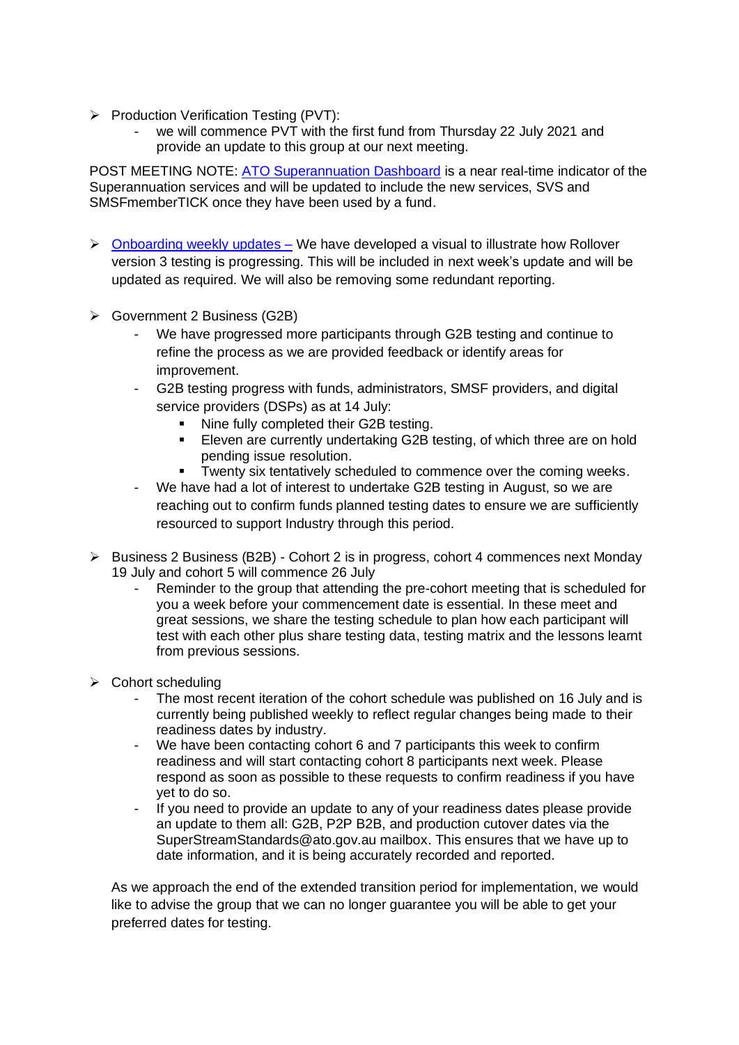- Production Verification Testing (PVT):
  - we will commence PVT with the first fund from Thursday 22 July 2021 and provide an update to this group at our next meeting.

POST MEETING NOTE: ATO Superannuation Dashboard is a near real-time indicator of the Superannuation services and will be updated to include the new services, SVS and SMSFmemberTICK once they have been used by a fund.

- Onboarding weekly updates – We have developed a visual to illustrate how Rollover version 3 testing is progressing. This will be included in next week's update and will be updated as required. We will also be removing some redundant reporting.

- Government 2 Business (G2B)
  - We have progressed more participants through G2B testing and continue to refine the process as we are provided feedback or identify areas for improvement.
  - G2B testing progress with funds, administrators, SMSF providers, and digital service providers (DSPs) as at 14 July:
    - Nine fully completed their G2B testing.
    - Eleven are currently undertaking G2B testing, of which three are on hold pending issue resolution.
    - Twenty six tentatively scheduled to commence over the coming weeks.
  - We have had a lot of interest to undertake G2B testing in August, so we are reaching out to confirm funds planned testing dates to ensure we are sufficiently resourced to support Industry through this period.

- Business 2 Business (B2B) - Cohort 2 is in progress, cohort 4 commences next Monday 19 July and cohort 5 will commence 26 July
  - Reminder to the group that attending the pre-cohort meeting that is scheduled for you a week before your commencement date is essential. In these meet and great sessions, we share the testing schedule to plan how each participant will test with each other plus share testing data, testing matrix and the lessons learnt from previous sessions.

- Cohort scheduling
  - The most recent iteration of the cohort schedule was published on 16 July and is currently being published weekly to reflect regular changes being made to their readiness dates by industry.
  - We have been contacting cohort 6 and 7 participants this week to confirm readiness and will start contacting cohort 8 participants next week. Please respond as soon as possible to these requests to confirm readiness if you have yet to do so.
  - If you need to provide an update to any of your readiness dates please provide an update to them all: G2B, P2P B2B, and production cutover dates via the SuperStreamStandards@ato.gov.au mailbox. This ensures that we have up to date information, and it is being accurately recorded and reported.

  As we approach the end of the extended transition period for implementation, we would like to advise the group that we can no longer guarantee you will be able to get your preferred dates for testing.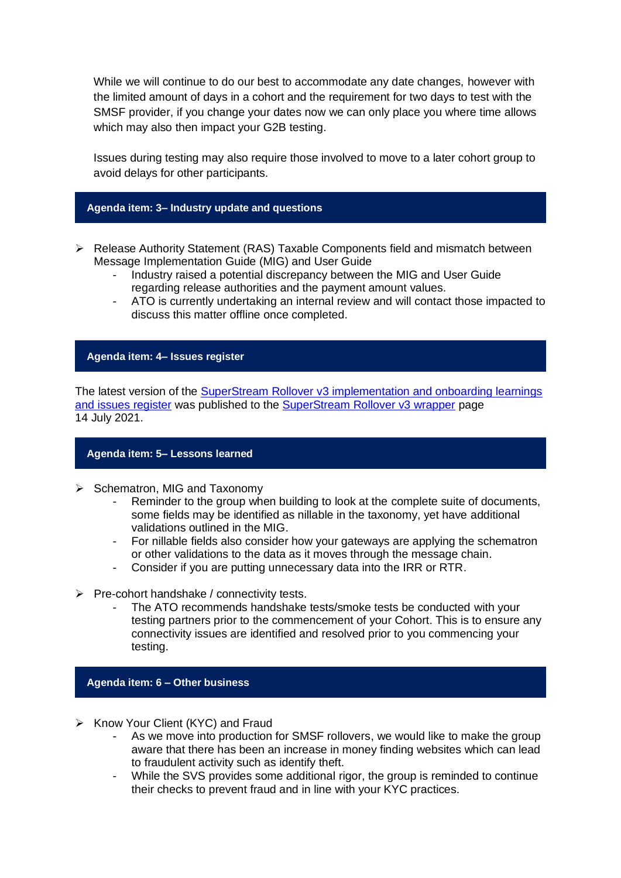While we will continue to do our best to accommodate any date changes, however with the limited amount of days in a cohort and the requirement for two days to test with the SMSF provider, if you change your dates now we can only place you where time allows which may also then impact your G2B testing.

Issues during testing may also require those involved to move to a later cohort group to avoid delays for other participants.

## Agenda item: 3– Industry update and questions

- Release Authority Statement (RAS) Taxable Components field and mismatch between Message Implementation Guide (MIG) and User Guide
  - Industry raised a potential discrepancy between the MIG and User Guide regarding release authorities and the payment amount values.
  - ATO is currently undertaking an internal review and will contact those impacted to discuss this matter offline once completed.

## Agenda item: 4– Issues register

The latest version of the [SuperStream Rollover v3 implementation and onboarding learnings and issues register]() was published to the [SuperStream Rollover v3 wrapper]() page 14 July 2021.

## Agenda item: 5– Lessons learned

- Schematron, MIG and Taxonomy
  - Reminder to the group when building to look at the complete suite of documents, some fields may be identified as nillable in the taxonomy, yet have additional validations outlined in the MIG.
  - For nillable fields also consider how your gateways are applying the schematron or other validations to the data as it moves through the message chain.
  - Consider if you are putting unnecessary data into the IRR or RTR.
- Pre-cohort handshake / connectivity tests.
  - The ATO recommends handshake tests/smoke tests be conducted with your testing partners prior to the commencement of your Cohort. This is to ensure any connectivity issues are identified and resolved prior to you commencing your testing.

## Agenda item: 6 – Other business

- Know Your Client (KYC) and Fraud
  - As we move into production for SMSF rollovers, we would like to make the group aware that there has been an increase in money finding websites which can lead to fraudulent activity such as identify theft.
  - While the SVS provides some additional rigor, the group is reminded to continue their checks to prevent fraud and in line with your KYC practices.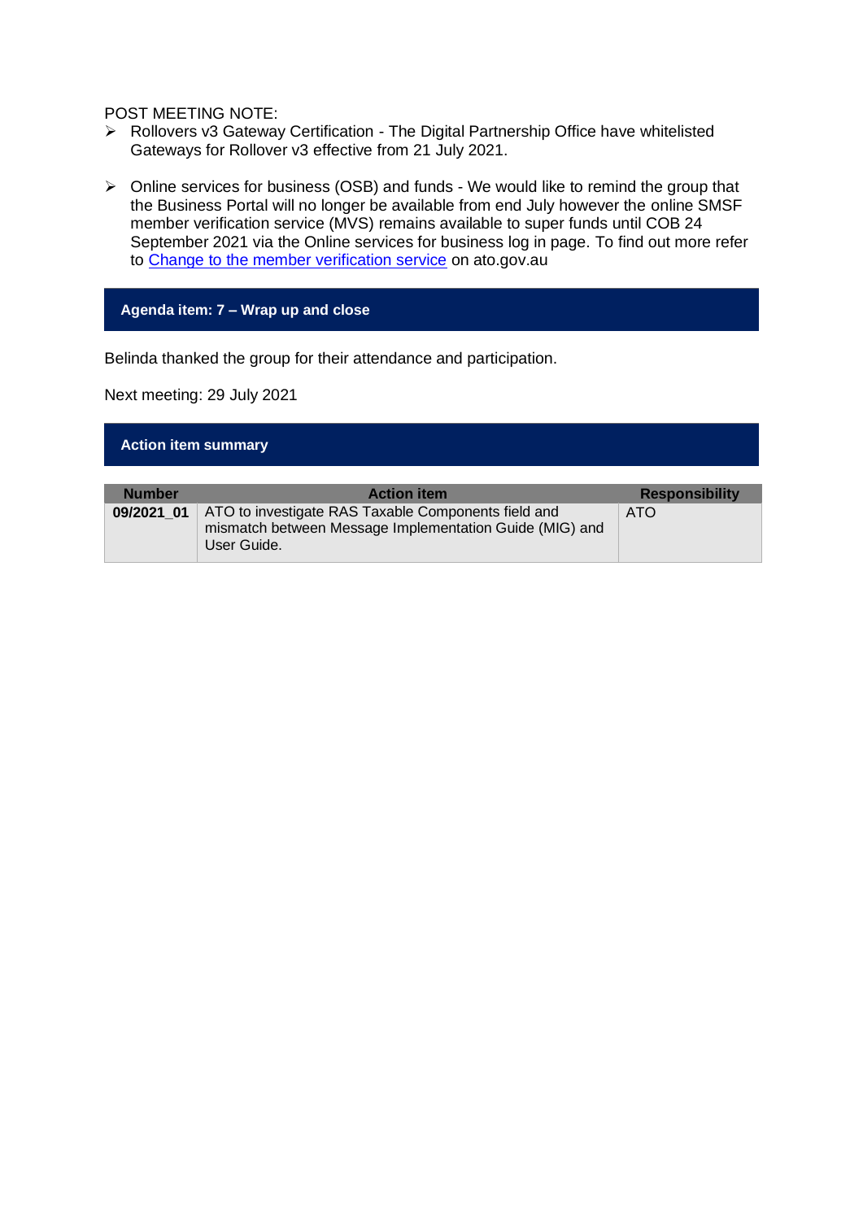POST MEETING NOTE:

- Rollovers v3 Gateway Certification - The Digital Partnership Office have whitelisted Gateways for Rollover v3 effective from 21 July 2021.

- Online services for business (OSB) and funds - We would like to remind the group that the Business Portal will no longer be available from end July however the online SMSF member verification service (MVS) remains available to super funds until COB 24 September 2021 via the Online services for business log in page. To find out more refer to Change to the member verification service on ato.gov.au

## Agenda item: 7 – Wrap up and close

Belinda thanked the group for their attendance and participation.

Next meeting: 29 July 2021

## Action item summary

| Number | Action item | Responsibility |
|---|---|---|
| **09/2021_01** | ATO to investigate RAS Taxable Components field and mismatch between Message Implementation Guide (MIG) and User Guide. | ATO |